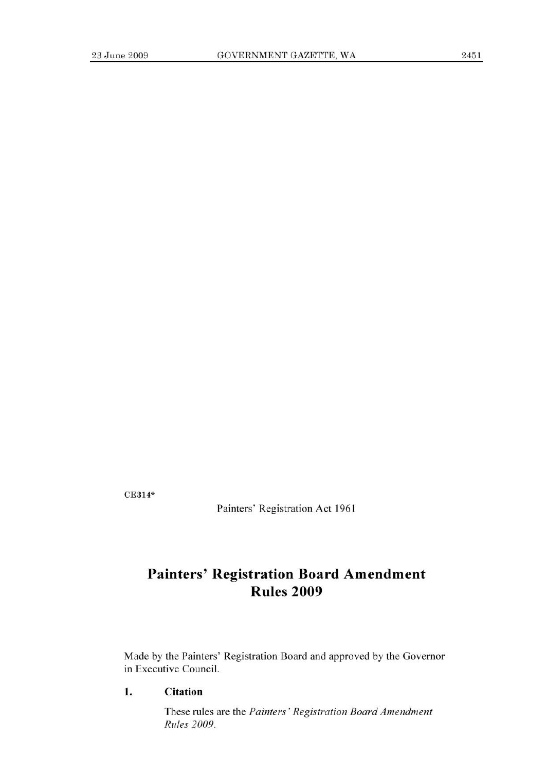CE314*

Painters' Registration Act 1961

# Painters' Registration Board Amendment Rules 2009

Made by the Painters' Registration Board and approved by the Governor in Executive Council.

## 1. Citation

These rules are the *Painters' Registration Board Amendment Rules 2009*.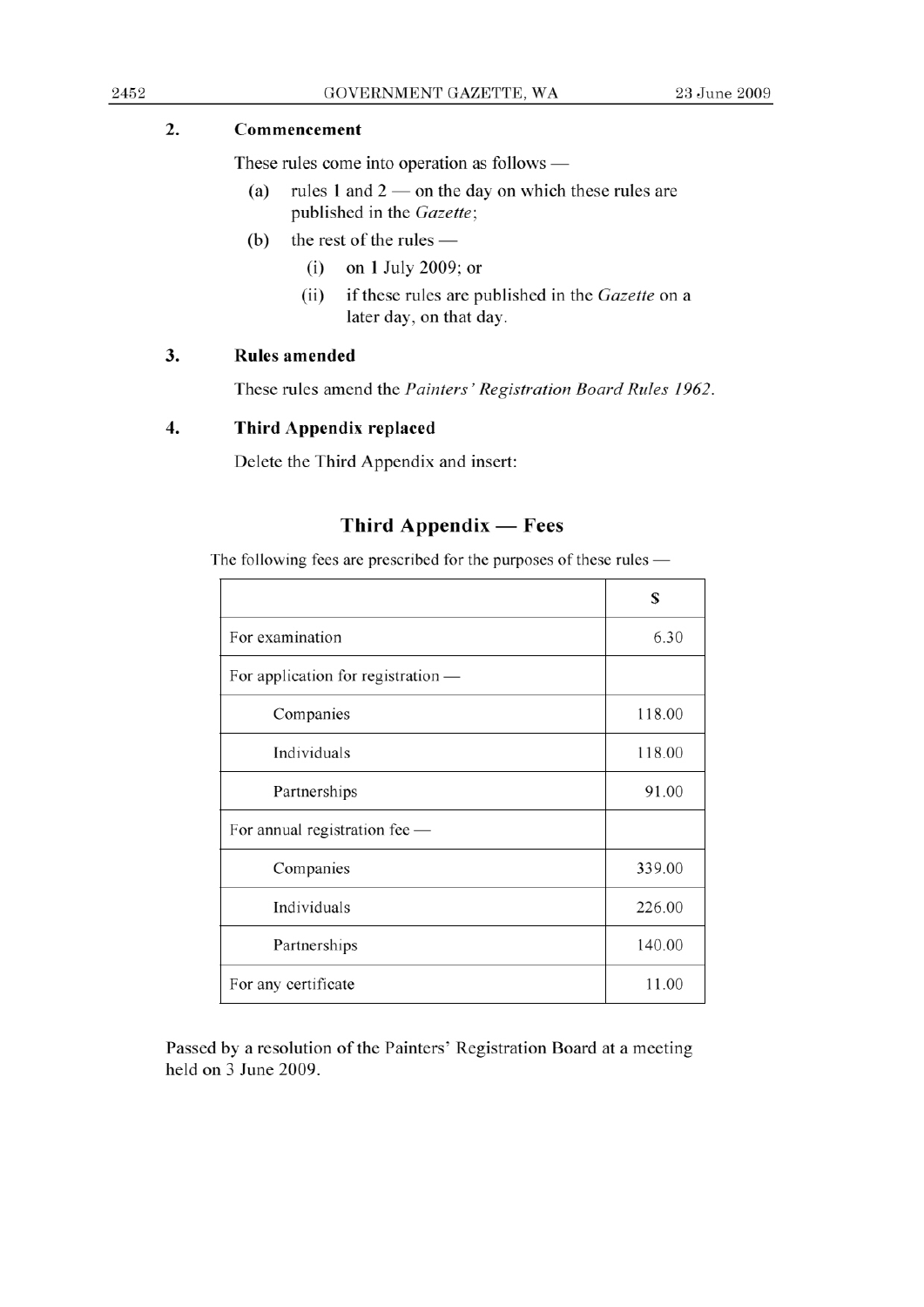## 2. Commencement

These rules come into operation as follows —

(a) rules 1 and 2 — on the day on which these rules are published in the *Gazette*;

(b) the rest of the rules —

(i) on 1 July 2009; or

(ii) if these rules are published in the *Gazette* on a later day, on that day.

## 3. Rules amended

These rules amend the *Painters' Registration Board Rules 1962*.

## 4. Third Appendix replaced

Delete the Third Appendix and insert:

### Third Appendix — Fees

The following fees are prescribed for the purposes of these rules —

| | $ |
|---|---|
| For examination | 6.30 |
| For application for registration — | |
| Companies | 118.00 |
| Individuals | 118.00 |
| Partnerships | 91.00 |
| For annual registration fee — | |
| Companies | 339.00 |
| Individuals | 226.00 |
| Partnerships | 140.00 |
| For any certificate | 11.00 |

Passed by a resolution of the Painters' Registration Board at a meeting held on 3 June 2009.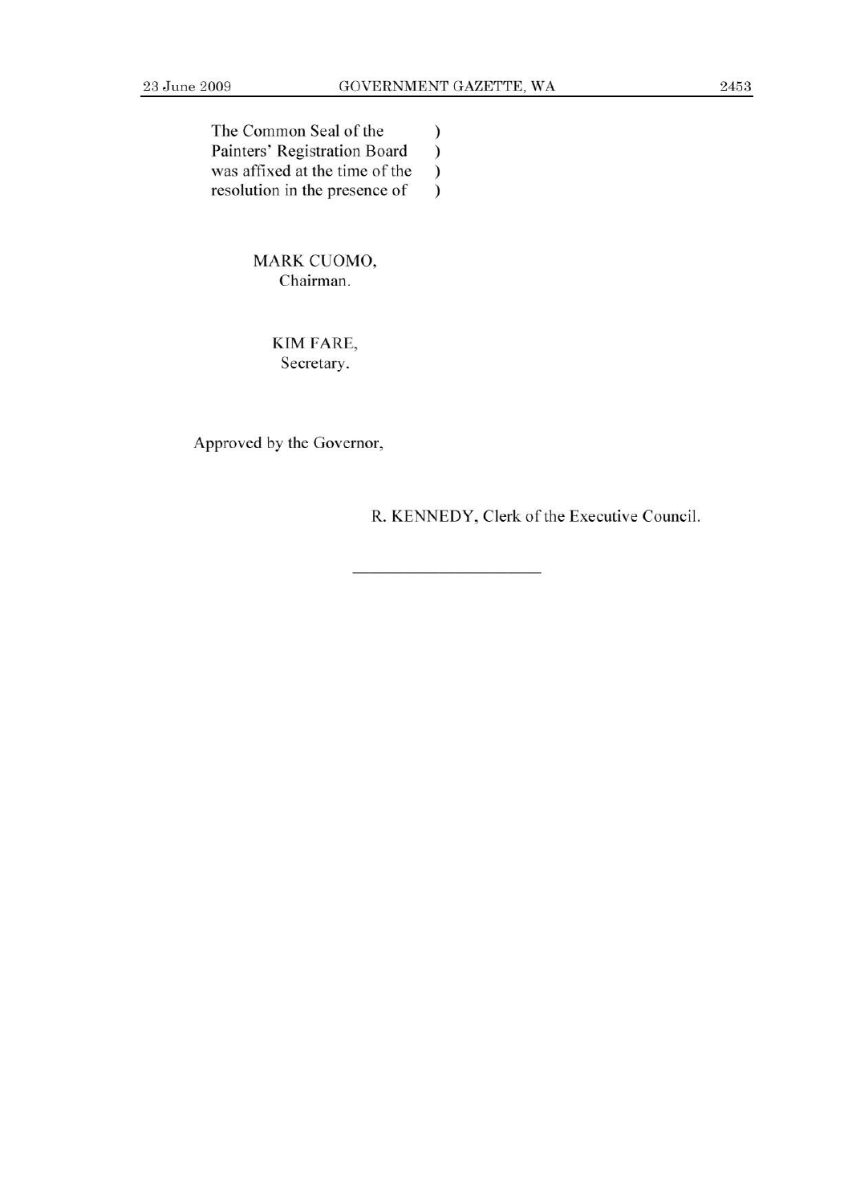The Common Seal of the )
Painters' Registration Board )
was affixed at the time of the )
resolution in the presence of )

MARK CUOMO,
Chairman.

KIM FARE,
Secretary.

Approved by the Governor,

R. KENNEDY, Clerk of the Executive Council.

---